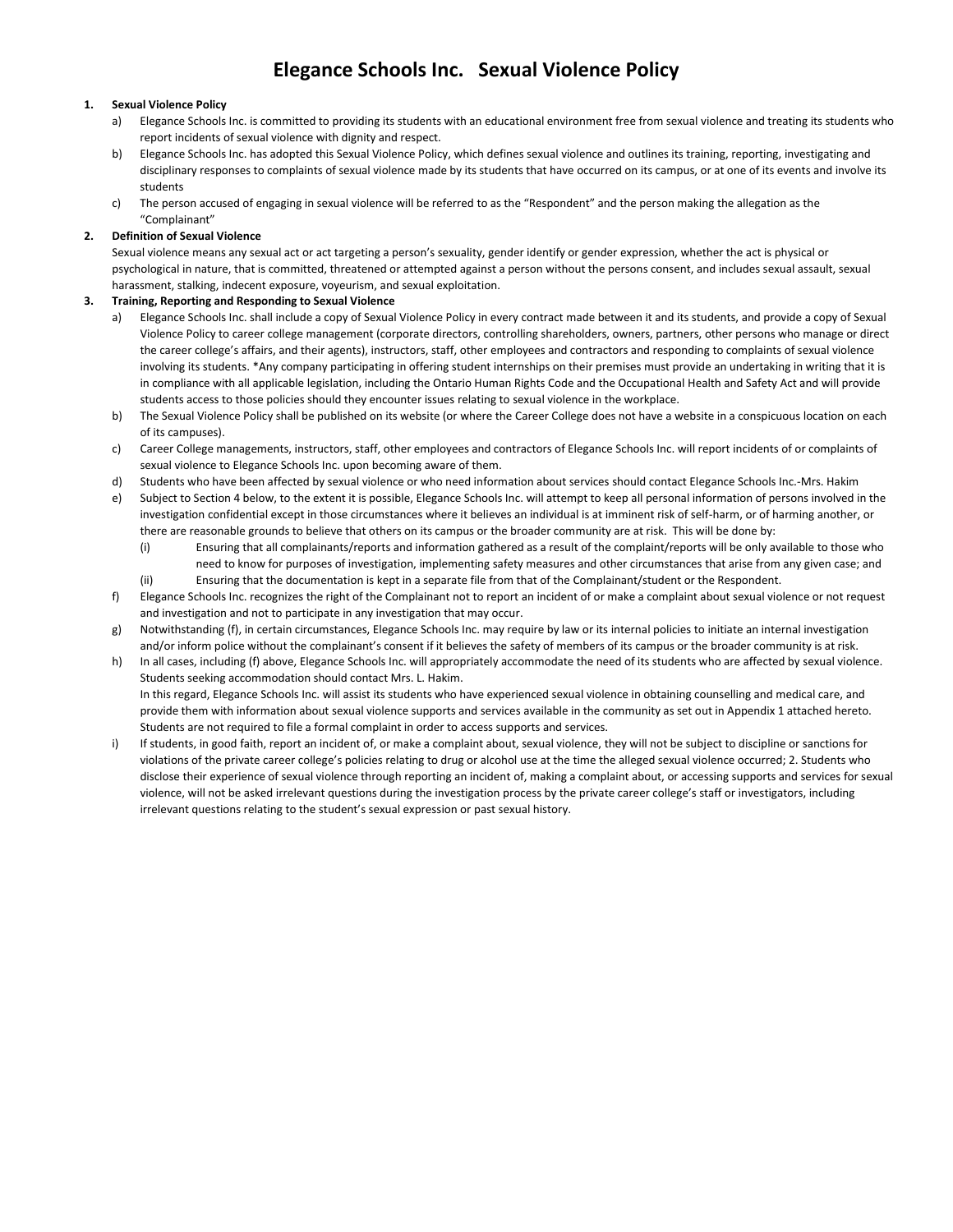# Elegance Schools Inc. Sexual Violence Policy

1. **Sexual Violence Policy**
   a) Elegance Schools Inc. is committed to providing its students with an educational environment free from sexual violence and treating its students who report incidents of sexual violence with dignity and respect.
   b) Elegance Schools Inc. has adopted this Sexual Violence Policy, which defines sexual violence and outlines its training, reporting, investigating and disciplinary responses to complaints of sexual violence made by its students that have occurred on its campus, or at one of its events and involve its students
   c) The person accused of engaging in sexual violence will be referred to as the "Respondent" and the person making the allegation as the "Complainant"

2. **Definition of Sexual Violence**
   Sexual violence means any sexual act or act targeting a person's sexuality, gender identify or gender expression, whether the act is physical or psychological in nature, that is committed, threatened or attempted against a person without the persons consent, and includes sexual assault, sexual harassment, stalking, indecent exposure, voyeurism, and sexual exploitation.

3. **Training, Reporting and Responding to Sexual Violence**
   a) Elegance Schools Inc. shall include a copy of Sexual Violence Policy in every contract made between it and its students, and provide a copy of Sexual Violence Policy to career college management (corporate directors, controlling shareholders, owners, partners, other persons who manage or direct the career college's affairs, and their agents), instructors, staff, other employees and contractors and responding to complaints of sexual violence involving its students. *Any company participating in offering student internships on their premises must provide an undertaking in writing that it is in compliance with all applicable legislation, including the Ontario Human Rights Code and the Occupational Health and Safety Act and will provide students access to those policies should they encounter issues relating to sexual violence in the workplace.
   b) The Sexual Violence Policy shall be published on its website (or where the Career College does not have a website in a conspicuous location on each of its campuses).
   c) Career College managements, instructors, staff, other employees and contractors of Elegance Schools Inc. will report incidents of or complaints of sexual violence to Elegance Schools Inc. upon becoming aware of them.
   d) Students who have been affected by sexual violence or who need information about services should contact Elegance Schools Inc.-Mrs. Hakim
   e) Subject to Section 4 below, to the extent it is possible, Elegance Schools Inc. will attempt to keep all personal information of persons involved in the investigation confidential except in those circumstances where it believes an individual is at imminent risk of self-harm, or of harming another, or there are reasonable grounds to believe that others on its campus or the broader community are at risk. This will be done by:
      (i) Ensuring that all complainants/reports and information gathered as a result of the complaint/reports will be only available to those who need to know for purposes of investigation, implementing safety measures and other circumstances that arise from any given case; and
      (ii) Ensuring that the documentation is kept in a separate file from that of the Complainant/student or the Respondent.
   f) Elegance Schools Inc. recognizes the right of the Complainant not to report an incident of or make a complaint about sexual violence or not request and investigation and not to participate in any investigation that may occur.
   g) Notwithstanding (f), in certain circumstances, Elegance Schools Inc. may require by law or its internal policies to initiate an internal investigation and/or inform police without the complainant's consent if it believes the safety of members of its campus or the broader community is at risk.
   h) In all cases, including (f) above, Elegance Schools Inc. will appropriately accommodate the need of its students who are affected by sexual violence. Students seeking accommodation should contact Mrs. L. Hakim.
      In this regard, Elegance Schools Inc. will assist its students who have experienced sexual violence in obtaining counselling and medical care, and provide them with information about sexual violence supports and services available in the community as set out in Appendix 1 attached hereto. Students are not required to file a formal complaint in order to access supports and services.
   i) If students, in good faith, report an incident of, or make a complaint about, sexual violence, they will not be subject to discipline or sanctions for violations of the private career college's policies relating to drug or alcohol use at the time the alleged sexual violence occurred; 2. Students who disclose their experience of sexual violence through reporting an incident of, making a complaint about, or accessing supports and services for sexual violence, will not be asked irrelevant questions during the investigation process by the private career college's staff or investigators, including irrelevant questions relating to the student's sexual expression or past sexual history.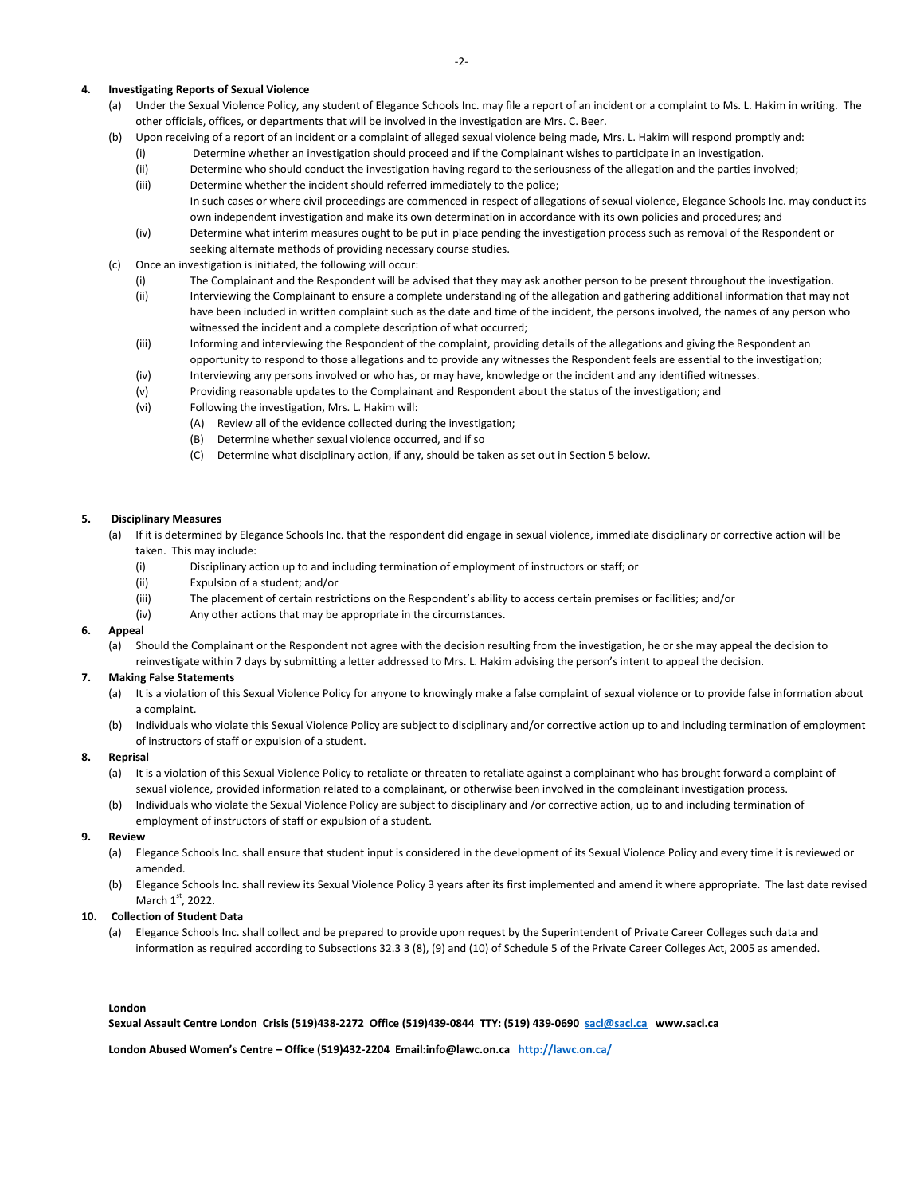**4. Investigating Reports of Sexual Violence**

(a) Under the Sexual Violence Policy, any student of Elegance Schools Inc. may file a report of an incident or a complaint to Ms. L. Hakim in writing. The other officials, offices, or departments that will be involved in the investigation are Mrs. C. Beer.

(b) Upon receiving of a report of an incident or a complaint of alleged sexual violence being made, Mrs. L. Hakim will respond promptly and:

- (i) Determine whether an investigation should proceed and if the Complainant wishes to participate in an investigation.
- (ii) Determine who should conduct the investigation having regard to the seriousness of the allegation and the parties involved;
- (iii) Determine whether the incident should referred immediately to the police; In such cases or where civil proceedings are commenced in respect of allegations of sexual violence, Elegance Schools Inc. may conduct its own independent investigation and make its own determination in accordance with its own policies and procedures; and
- (iv) Determine what interim measures ought to be put in place pending the investigation process such as removal of the Respondent or seeking alternate methods of providing necessary course studies.

(c) Once an investigation is initiated, the following will occur:

- (i) The Complainant and the Respondent will be advised that they may ask another person to be present throughout the investigation.
- (ii) Interviewing the Complainant to ensure a complete understanding of the allegation and gathering additional information that may not have been included in written complaint such as the date and time of the incident, the persons involved, the names of any person who witnessed the incident and a complete description of what occurred;
- (iii) Informing and interviewing the Respondent of the complaint, providing details of the allegations and giving the Respondent an opportunity to respond to those allegations and to provide any witnesses the Respondent feels are essential to the investigation;
- (iv) Interviewing any persons involved or who has, or may have, knowledge or the incident and any identified witnesses.
- (v) Providing reasonable updates to the Complainant and Respondent about the status of the investigation; and
- (vi) Following the investigation, Mrs. L. Hakim will:
  - (A) Review all of the evidence collected during the investigation;
  - (B) Determine whether sexual violence occurred, and if so
  - (C) Determine what disciplinary action, if any, should be taken as set out in Section 5 below.

**5. Disciplinary Measures**

(a) If it is determined by Elegance Schools Inc. that the respondent did engage in sexual violence, immediate disciplinary or corrective action will be taken. This may include:

- (i) Disciplinary action up to and including termination of employment of instructors or staff; or
- (ii) Expulsion of a student; and/or
- (iii) The placement of certain restrictions on the Respondent's ability to access certain premises or facilities; and/or
- (iv) Any other actions that may be appropriate in the circumstances.

**6. Appeal**

(a) Should the Complainant or the Respondent not agree with the decision resulting from the investigation, he or she may appeal the decision to reinvestigate within 7 days by submitting a letter addressed to Mrs. L. Hakim advising the person's intent to appeal the decision.

**7. Making False Statements**

(a) It is a violation of this Sexual Violence Policy for anyone to knowingly make a false complaint of sexual violence or to provide false information about a complaint.

(b) Individuals who violate this Sexual Violence Policy are subject to disciplinary and/or corrective action up to and including termination of employment of instructors of staff or expulsion of a student.

**8. Reprisal**

(a) It is a violation of this Sexual Violence Policy to retaliate or threaten to retaliate against a complainant who has brought forward a complaint of sexual violence, provided information related to a complainant, or otherwise been involved in the complainant investigation process.

(b) Individuals who violate the Sexual Violence Policy are subject to disciplinary and /or corrective action, up to and including termination of employment of instructors of staff or expulsion of a student.

**9. Review**

(a) Elegance Schools Inc. shall ensure that student input is considered in the development of its Sexual Violence Policy and every time it is reviewed or amended.

(b) Elegance Schools Inc. shall review its Sexual Violence Policy 3 years after its first implemented and amend it where appropriate. The last date revised March 1st, 2022.

**10. Collection of Student Data**

(a) Elegance Schools Inc. shall collect and be prepared to provide upon request by the Superintendent of Private Career Colleges such data and information as required according to Subsections 32.3 3 (8), (9) and (10) of Schedule 5 of the Private Career Colleges Act, 2005 as amended.

**London**

**Sexual Assault Centre London Crisis (519)438-2272 Office (519)439-0844 TTY: (519) 439-0690 [sacl@sacl.ca](mailto:sacl@sacl.ca) www.sacl.ca**

**London Abused Women's Centre – Office (519)432-2204 Email:info@lawc.on.ca [http://lawc.on.ca/](http://lawc.on.ca/)**